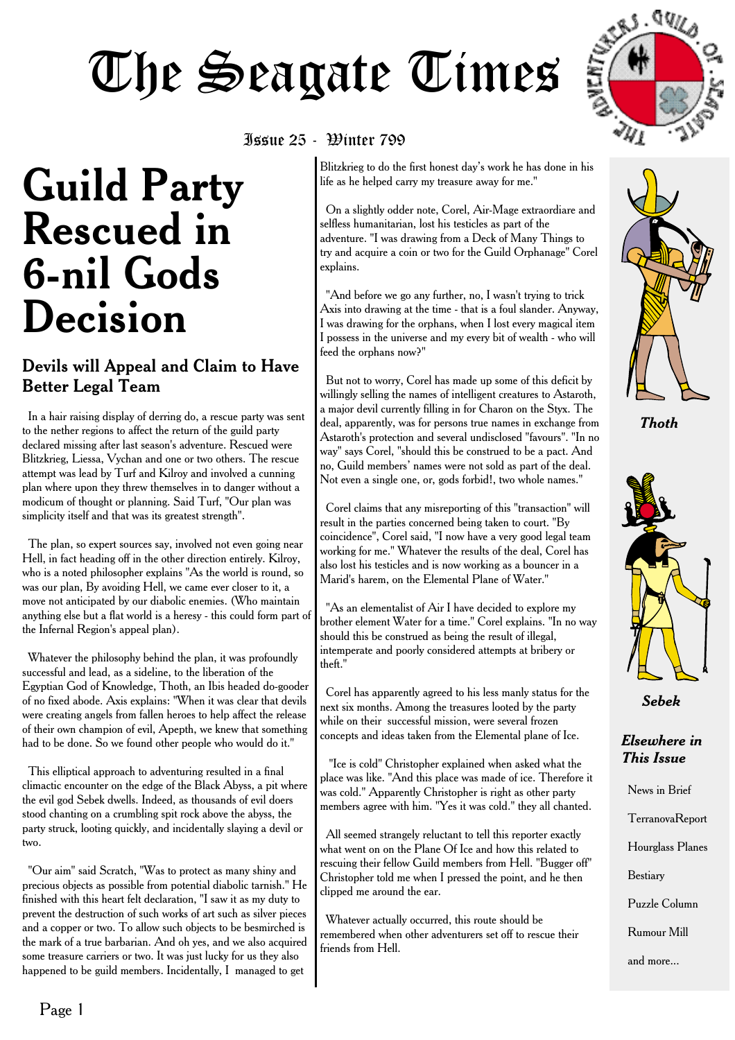# The Seagate Times

Issue 25 - Winter 799

# Guild Party Rescued in 6-nil Gods Decision

## Devils will Appeal and Claim to Have Better Legal Team

In a hair raising display of derring do, a rescue party was sent to the nether regions to affect the return of the guild party declared missing after last season's adventure. Rescued were Blitzkrieg, Liessa, Vychan and one or two others. The rescue attempt was lead by Turf and Kilroy and involved a cunning plan where upon they threw themselves in to danger without a modicum of thought or planning. Said Turf, "Our plan was simplicity itself and that was its greatest strength".

The plan, so expert sources say, involved not even going near Hell, in fact heading off in the other direction entirely. Kilroy, who is a noted philosopher explains "As the world is round, so was our plan, By avoiding Hell, we came ever closer to it, a move not anticipated by our diabolic enemies. (Who maintain anything else but a flat world is a heresy - this could form part of the Infernal Region's appeal plan).

Whatever the philosophy behind the plan, it was profoundly successful and lead, as a sideline, to the liberation of the Egyptian God of Knowledge, Thoth, an Ibis headed do-gooder of no fixed abode. Axis explains: "When it was clear that devils were creating angels from fallen heroes to help affect the release of their own champion of evil, Apepth, we knew that something had to be done. So we found other people who would do it."

This elliptical approach to adventuring resulted in a final climactic encounter on the edge of the Black Abyss, a pit where the evil god Sebek dwells. Indeed, as thousands of evil doers stood chanting on a crumbling spit rock above the abyss, the party struck, looting quickly, and incidentally slaying a devil or two.

"Our aim" said Scratch, "Was to protect as many shiny and precious objects as possible from potential diabolic tarnish." He finished with this heart felt declaration, "I saw it as my duty to prevent the destruction of such works of art such as silver pieces and a copper or two. To allow such objects to be besmirched is the mark of a true barbarian. And oh yes, and we also acquired some treasure carriers or two. It was just lucky for us they also happened to be guild members. Incidentally, I managed to get Blitzkrieg to do the first honest day's work he has done in his life as he helped carry my treasure away for me."

On a slightly odder note, Corel, Air-Mage extraordiare and selfless humanitarian, lost his testicles as part of the adventure. "I was drawing from a Deck of Many Things to try and acquire a coin or two for the Guild Orphanage" Corel explains.

"And before we go any further, no, I wasn't trying to trick Axis into drawing at the time - that is a foul slander. Anyway, I was drawing for the orphans, when I lost every magical item I possess in the universe and my every bit of wealth - who will feed the orphans now?"

But not to worry, Corel has made up some of this deficit by willingly selling the names of intelligent creatures to Astaroth, a major devil currently filling in for Charon on the Styx. The deal, apparently, was for persons true names in exchange from Astaroth's protection and several undisclosed "favours". "In no way" says Corel, "should this be construed to be a pact. And no, Guild members' names were not sold as part of the deal. Not even a single one, or, gods forbid!, two whole names."

Corel claims that any misreporting of this "transaction" will result in the parties concerned being taken to court. "By coincidence", Corel said, "I now have a very good legal team working for me." Whatever the results of the deal, Corel has also lost his testicles and is now working as a bouncer in a Marid's harem, on the Elemental Plane of Water."

"As an elementalist of Air I have decided to explore my brother element Water for a time." Corel explains. "In no way should this be construed as being the result of illegal, intemperate and poorly considered attempts at bribery or theft."

Corel has apparently agreed to his less manly status for the next six months. Among the treasures looted by the party while on their successful mission, were several frozen concepts and ideas taken from the Elemental plane of Ice.

"Ice is cold" Christopher explained when asked what the place was like. "And this place was made of ice. Therefore it was cold." Apparently Christopher is right as other party members agree with him. "Yes it was cold." they all chanted.

All seemed strangely reluctant to tell this reporter exactly what went on on the Plane Of Ice and how this related to rescuing their fellow Guild members from Hell. "Bugger off" Christopher told me when I pressed the point, and he then clipped me around the ear.

Whatever actually occurred, this route should be remembered when other adventurers set off to rescue their friends from Hell.

*Thoth*

*Sebek*

### *Elsewhere in This Issue*

- News in Brief
- TerranovaReport
- Hourglass Planes
- Bestiary
- Puzzle Column
- Rumour Mill
- and more...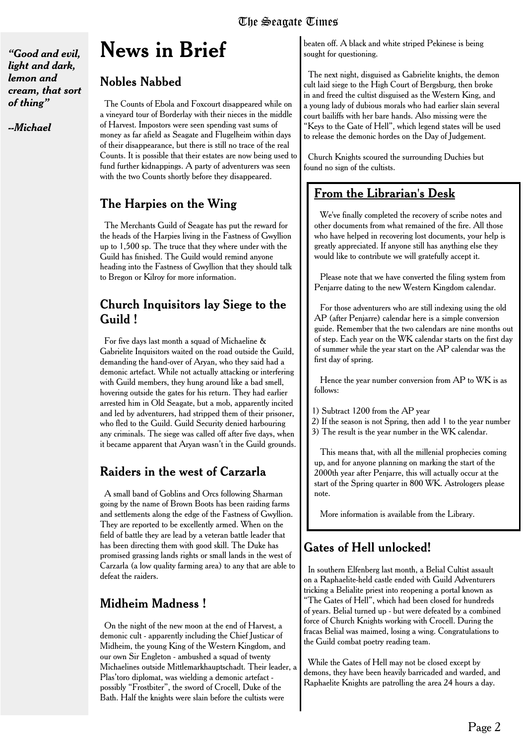*"Good and evil, light and dark, lemon and cream, that sort of thing"*

*--Michael*

# News in Brief

## Nobles Nabbed

The Counts of Ebola and Foxcourt disappeared while on a vineyard tour of Borderlay with their nieces in the middle of Harvest. Impostors were seen spending vast sums of money as far afield as Seagate and Flugelheim within days of their disappearance, but there is still no trace of the real Counts. It is possible that their estates are now being used to fund further kidnappings. A party of adventurers was seen with the two Counts shortly before they disappeared.

## The Harpies on the Wing

The Merchants Guild of Seagate has put the reward for the heads of the Harpies living in the Fastness of Gwyllion up to 1,500 sp. The truce that they where under with the Guild has finished. The Guild would remind anyone heading into the Fastness of Gwyllion that they should talk to Bregon or Kilroy for more information.

## Church Inquisitors lay Siege to the Guild !

For five days last month a squad of Michaeline & Gabrielite Inquisitors waited on the road outside the Guild, demanding the hand-over of Aryan, who they said had a demonic artefact. While not actually attacking or interfering with Guild members, they hung around like a bad smell, hovering outside the gates for his return. They had earlier arrested him in Old Seagate, but a mob, apparently incited and led by adventurers, had stripped them of their prisoner, who fled to the Guild. Guild Security denied harbouring any criminals. The siege was called off after five days, when it became apparent that Aryan wasn't in the Guild grounds.

## Raiders in the west of Carzarla

A small band of Goblins and Orcs following Sharman going by the name of Brown Boots has been raiding farms and settlements along the edge of the Fastness of Gwyllion. They are reported to be excellently armed. When on the field of battle they are lead by a veteran battle leader that has been directing them with good skill. The Duke has promised grassing lands rights or small lands in the west of Carzarla (a low quality farming area) to any that are able to defeat the raiders.

## Midheim Madness !

On the night of the new moon at the end of Harvest, a demonic cult - apparently including the Chief Justicar of Midheim, the young King of the Western Kingdom, and our own Sir Engleton - ambushed a squad of twenty Michaelines outside Mittlemarkhauptschadt. Their leader, a Plas'toro diplomat, was wielding a demonic artefact - possibly "Frostbiter", the sword of Crocell, Duke of the Bath. Half the knights were slain before the cultists were beaten off. A black and white striped Pekinese is being sought for questioning.

The next night, disguised as Gabrielite knights, the demon cult laid siege to the High Court of Bergsburg, then broke in and freed the cultist disguised as the Western King, and a young lady of dubious morals who had earlier slain several court bailiffs with her bare hands. Also missing were the "Keys to the Gate of Hell", which legend states will be used to release the demonic hordes on the Day of Judgement.

Church Knights scoured the surrounding Duchies but found no sign of the cultists.

## From the Librarian's Desk

We've finally completed the recovery of scribe notes and other documents from what remained of the fire. All those who have helped in recovering lost documents, your help is greatly appreciated. If anyone still has anything else they would like to contribute we will gratefully accept it.

Please note that we have converted the filing system from Penjarre dating to the new Western Kingdom calendar.

For those adventurers who are still indexing using the old AP (after Penjarre) calendar here is a simple conversion guide. Remember that the two calendars are nine months out of step. Each year on the WK calendar starts on the first day of summer while the year start on the AP calendar was the first day of spring.

Hence the year number conversion from AP to WK is as follows:

1) Subtract 1200 from the AP year
2) If the season is not Spring, then add 1 to the year number
3) The result is the year number in the WK calendar.

This means that, with all the millenial prophecies coming up, and for anyone planning on marking the start of the 2000th year after Penjarre, this will actually occur at the start of the Spring quarter in 800 WK. Astrologers please note.

More information is available from the Library.

## Gates of Hell unlocked!

In southern Elfenberg last month, a Belial Cultist assault on a Raphaelite-held castle ended with Guild Adventurers tricking a Belialite priest into reopening a portal known as "The Gates of Hell", which had been closed for hundreds of years. Belial turned up - but were defeated by a combined force of Church Knights working with Crocell. During the fracas Belial was maimed, losing a wing. Congratulations to the Guild combat poetry reading team.

While the Gates of Hell may not be closed except by demons, they have been heavily barricaded and warded, and Raphaelite Knights are patrolling the area 24 hours a day.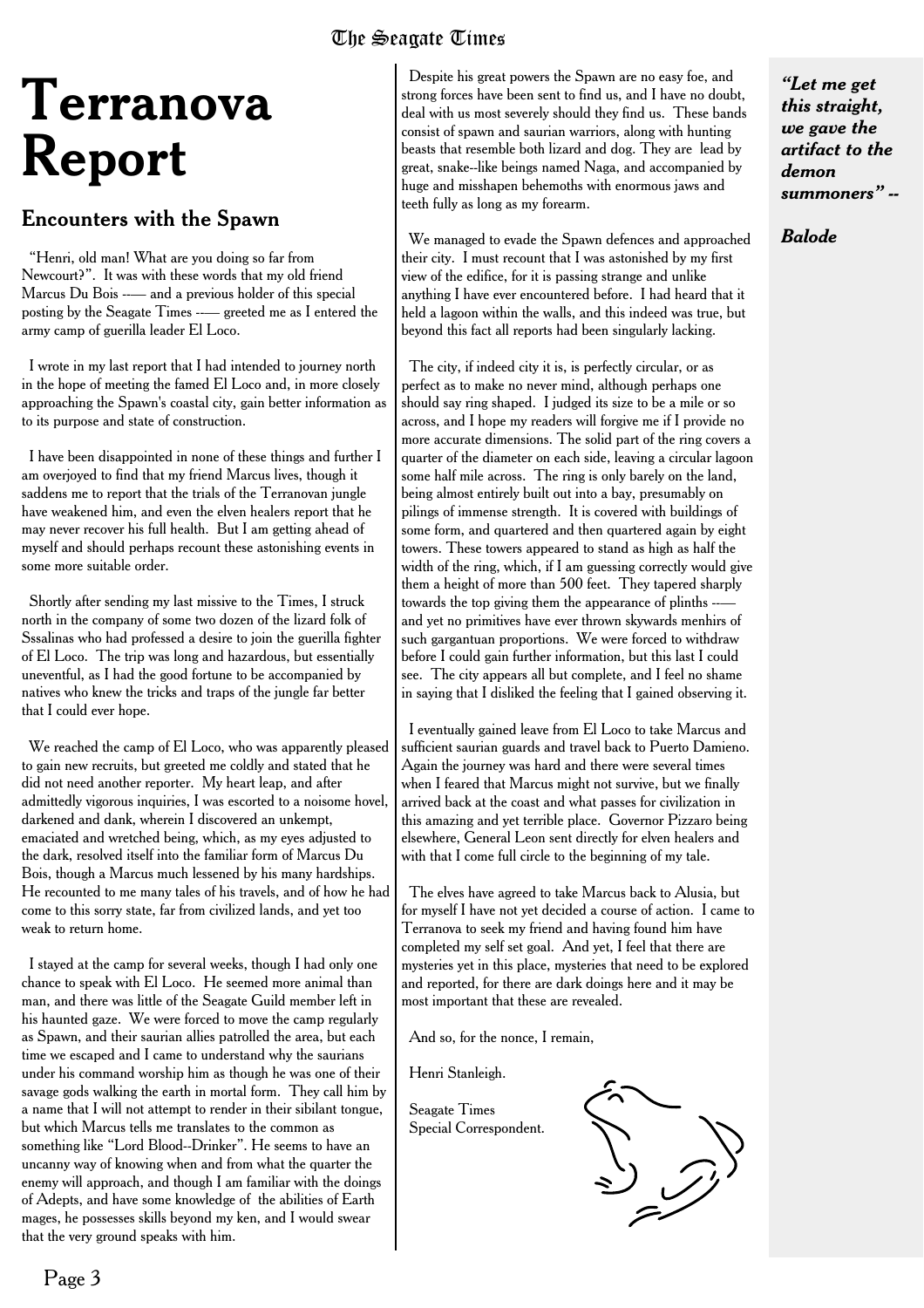# Terranova Report

## Encounters with the Spawn

"Henri, old man! What are you doing so far from Newcourt?". It was with these words that my old friend Marcus Du Bois —— and a previous holder of this special posting by the Seagate Times —— greeted me as I entered the army camp of guerilla leader El Loco.

I wrote in my last report that I had intended to journey north in the hope of meeting the famed El Loco and, in more closely approaching the Spawn's coastal city, gain better information as to its purpose and state of construction.

I have been disappointed in none of these things and further I am overjoyed to find that my friend Marcus lives, though it saddens me to report that the trials of the Terranovan jungle have weakened him, and even the elven healers report that he may never recover his full health. But I am getting ahead of myself and should perhaps recount these astonishing events in some more suitable order.

Shortly after sending my last missive to the Times, I struck north in the company of some two dozen of the lizard folk of Sssalinas who had professed a desire to join the guerilla fighter of El Loco. The trip was long and hazardous, but essentially uneventful, as I had the good fortune to be accompanied by natives who knew the tricks and traps of the jungle far better that I could ever hope.

We reached the camp of El Loco, who was apparently pleased to gain new recruits, but greeted me coldly and stated that he did not need another reporter. My heart leap, and after admittedly vigorous inquiries, I was escorted to a noisome hovel, darkened and dank, wherein I discovered an unkempt, emaciated and wretched being, which, as my eyes adjusted to the dark, resolved itself into the familiar form of Marcus Du Bois, though a Marcus much lessened by his many hardships. He recounted to me many tales of his travels, and of how he had come to this sorry state, far from civilized lands, and yet too weak to return home.

I stayed at the camp for several weeks, though I had only one chance to speak with El Loco. He seemed more animal than man, and there was little of the Seagate Guild member left in his haunted gaze. We were forced to move the camp regularly as Spawn, and their saurian allies patrolled the area, but each time we escaped and I came to understand why the saurians under his command worship him as though he was one of their savage gods walking the earth in mortal form. They call him by a name that I will not attempt to render in their sibilant tongue, but which Marcus tells me translates to the common as something like "Lord Blood--Drinker". He seems to have an uncanny way of knowing when and from what the quarter the enemy will approach, and though I am familiar with the doings of Adepts, and have some knowledge of the abilities of Earth mages, he possesses skills beyond my ken, and I would swear that the very ground speaks with him.

Despite his great powers the Spawn are no easy foe, and strong forces have been sent to find us, and I have no doubt, deal with us most severely should they find us. These bands consist of spawn and saurian warriors, along with hunting beasts that resemble both lizard and dog. They are lead by great, snake--like beings named Naga, and accompanied by huge and misshapen behemoths with enormous jaws and teeth fully as long as my forearm.

We managed to evade the Spawn defences and approached their city. I must recount that I was astonished by my first view of the edifice, for it is passing strange and unlike anything I have ever encountered before. I had heard that it held a lagoon within the walls, and this indeed was true, but beyond this fact all reports had been singularly lacking.

The city, if indeed city it is, is perfectly circular, or as perfect as to make no never mind, although perhaps one should say ring shaped. I judged its size to be a mile or so across, and I hope my readers will forgive me if I provide no more accurate dimensions. The solid part of the ring covers a quarter of the diameter on each side, leaving a circular lagoon some half mile across. The ring is only barely on the land, being almost entirely built out into a bay, presumably on pilings of immense strength. It is covered with buildings of some form, and quartered and then quartered again by eight towers. These towers appeared to stand as high as half the width of the ring, which, if I am guessing correctly would give them a height of more than 500 feet. They tapered sharply towards the top giving them the appearance of plinths —— and yet no primitives have ever thrown skywards menhirs of such gargantuan proportions. We were forced to withdraw before I could gain further information, but this last I could see. The city appears all but complete, and I feel no shame in saying that I disliked the feeling that I gained observing it.

I eventually gained leave from El Loco to take Marcus and sufficient saurian guards and travel back to Puerto Damieno. Again the journey was hard and there were several times when I feared that Marcus might not survive, but we finally arrived back at the coast and what passes for civilization in this amazing and yet terrible place. Governor Pizzaro being elsewhere, General Leon sent directly for elven healers and with that I come full circle to the beginning of my tale.

The elves have agreed to take Marcus back to Alusia, but for myself I have not yet decided a course of action. I came to Terranova to seek my friend and having found him have completed my self set goal. And yet, I feel that there are mysteries yet in this place, mysteries that need to be explored and reported, for there are dark doings here and it may be most important that these are revealed.

And so, for the nonce, I remain,

Henri Stanleigh.

Seagate Times
Special Correspondent.

***"Let me get this straight, we gave the artifact to the demon summoners" --***

***Balode***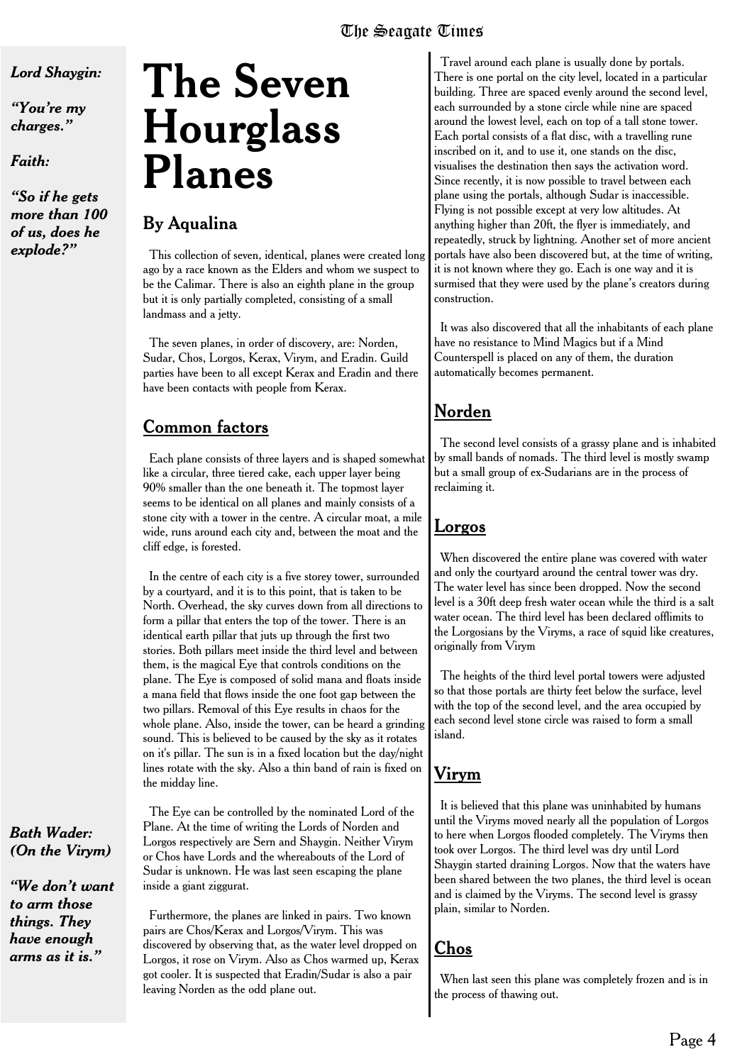*Lord Shaygin:*

*"You're my charges."*

*Faith:*

*"So if he gets more than 100 of us, does he explode?"*

# The Seven Hourglass Planes

## By Aqualina

This collection of seven, identical, planes were created long ago by a race known as the Elders and whom we suspect to be the Calimar. There is also an eighth plane in the group but it is only partially completed, consisting of a small landmass and a jetty.

The seven planes, in order of discovery, are: Norden, Sudar, Chos, Lorgos, Kerax, Virym, and Eradin. Guild parties have been to all except Kerax and Eradin and there have been contacts with people from Kerax.

## Common factors

Each plane consists of three layers and is shaped somewhat like a circular, three tiered cake, each upper layer being 90% smaller than the one beneath it. The topmost layer seems to be identical on all planes and mainly consists of a stone city with a tower in the centre. A circular moat, a mile wide, runs around each city and, between the moat and the cliff edge, is forested.

In the centre of each city is a five storey tower, surrounded by a courtyard, and it is to this point, that is taken to be North. Overhead, the sky curves down from all directions to form a pillar that enters the top of the tower. There is an identical earth pillar that juts up through the first two stories. Both pillars meet inside the third level and between them, is the magical Eye that controls conditions on the plane. The Eye is composed of solid mana and floats inside a mana field that flows inside the one foot gap between the two pillars. Removal of this Eye results in chaos for the whole plane. Also, inside the tower, can be heard a grinding sound. This is believed to be caused by the sky as it rotates on it's pillar. The sun is in a fixed location but the day/night lines rotate with the sky. Also a thin band of rain is fixed on the midday line.

The Eye can be controlled by the nominated Lord of the Plane. At the time of writing the Lords of Norden and Lorgos respectively are Sern and Shaygin. Neither Virym or Chos have Lords and the whereabouts of the Lord of Sudar is unknown. He was last seen escaping the plane inside a giant ziggurat.

Furthermore, the planes are linked in pairs. Two known pairs are Chos/Kerax and Lorgos/Virym. This was discovered by observing that, as the water level dropped on Lorgos, it rose on Virym. Also as Chos warmed up, Kerax got cooler. It is suspected that Eradin/Sudar is also a pair leaving Norden as the odd plane out.

*Bath Wader: (On the Virym)*

*"We don't want to arm those things. They have enough arms as it is."*

Travel around each plane is usually done by portals. There is one portal on the city level, located in a particular building. Three are spaced evenly around the second level, each surrounded by a stone circle while nine are spaced around the lowest level, each on top of a tall stone tower. Each portal consists of a flat disc, with a travelling rune inscribed on it, and to use it, one stands on the disc, visualises the destination then says the activation word. Since recently, it is now possible to travel between each plane using the portals, although Sudar is inaccessible. Flying is not possible except at very low altitudes. At anything higher than 20ft, the flyer is immediately, and repeatedly, struck by lightning. Another set of more ancient portals have also been discovered but, at the time of writing, it is not known where they go. Each is one way and it is surmised that they were used by the plane's creators during construction.

It was also discovered that all the inhabitants of each plane have no resistance to Mind Magics but if a Mind Counterspell is placed on any of them, the duration automatically becomes permanent.

## Norden

The second level consists of a grassy plane and is inhabited by small bands of nomads. The third level is mostly swamp but a small group of ex-Sudarians are in the process of reclaiming it.

## Lorgos

When discovered the entire plane was covered with water and only the courtyard around the central tower was dry. The water level has since been dropped. Now the second level is a 30ft deep fresh water ocean while the third is a salt water ocean. The third level has been declared offlimits to the Lorgosians by the Viryms, a race of squid like creatures, originally from Virym

The heights of the third level portal towers were adjusted so that those portals are thirty feet below the surface, level with the top of the second level, and the area occupied by each second level stone circle was raised to form a small island.

## Virym

It is believed that this plane was uninhabited by humans until the Viryms moved nearly all the population of Lorgos to here when Lorgos flooded completely. The Viryms then took over Lorgos. The third level was dry until Lord Shaygin started draining Lorgos. Now that the waters have been shared between the two planes, the third level is ocean and is claimed by the Viryms. The second level is grassy plain, similar to Norden.

## Chos

When last seen this plane was completely frozen and is in the process of thawing out.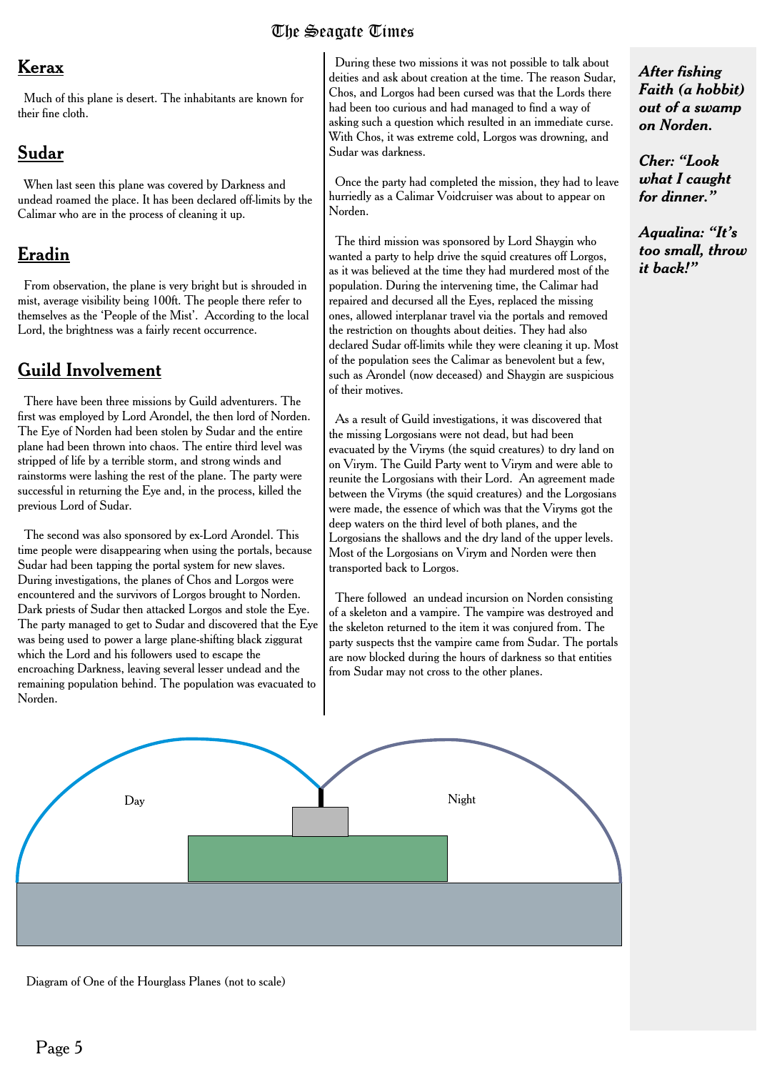## Kerax

Much of this plane is desert. The inhabitants are known for their fine cloth.

## Sudar

When last seen this plane was covered by Darkness and undead roamed the place. It has been declared off-limits by the Calimar who are in the process of cleaning it up.

## Eradin

From observation, the plane is very bright but is shrouded in mist, average visibility being 100ft. The people there refer to themselves as the 'People of the Mist'. According to the local Lord, the brightness was a fairly recent occurrence.

## Guild Involvement

There have been three missions by Guild adventurers. The first was employed by Lord Arondel, the then lord of Norden. The Eye of Norden had been stolen by Sudar and the entire plane had been thrown into chaos. The entire third level was stripped of life by a terrible storm, and strong winds and rainstorms were lashing the rest of the plane. The party were successful in returning the Eye and, in the process, killed the previous Lord of Sudar.

The second was also sponsored by ex-Lord Arondel. This time people were disappearing when using the portals, because Sudar had been tapping the portal system for new slaves. During investigations, the planes of Chos and Lorgos were encountered and the survivors of Lorgos brought to Norden. Dark priests of Sudar then attacked Lorgos and stole the Eye. The party managed to get to Sudar and discovered that the Eye was being used to power a large plane-shifting black ziggurat which the Lord and his followers used to escape the encroaching Darkness, leaving several lesser undead and the remaining population behind. The population was evacuated to Norden.

During these two missions it was not possible to talk about deities and ask about creation at the time. The reason Sudar, Chos, and Lorgos had been cursed was that the Lords there had been too curious and had managed to find a way of asking such a question which resulted in an immediate curse. With Chos, it was extreme cold, Lorgos was drowning, and Sudar was darkness.

Once the party had completed the mission, they had to leave hurriedly as a Calimar Voidcruiser was about to appear on Norden.

The third mission was sponsored by Lord Shaygin who wanted a party to help drive the squid creatures off Lorgos, as it was believed at the time they had murdered most of the population. During the intervening time, the Calimar had repaired and decursed all the Eyes, replaced the missing ones, allowed interplanar travel via the portals and removed the restriction on thoughts about deities. They had also declared Sudar off-limits while they were cleaning it up. Most of the population sees the Calimar as benevolent but a few, such as Arondel (now deceased) and Shaygin are suspicious of their motives.

As a result of Guild investigations, it was discovered that the missing Lorgosians were not dead, but had been evacuated by the Viryms (the squid creatures) to dry land on on Virym. The Guild Party went to Virym and were able to reunite the Lorgosians with their Lord. An agreement made between the Viryms (the squid creatures) and the Lorgosians were made, the essence of which was that the Viryms got the deep waters on the third level of both planes, and the Lorgosians the shallows and the dry land of the upper levels. Most of the Lorgosians on Virym and Norden were then transported back to Lorgos.

There followed an undead incursion on Norden consisting of a skeleton and a vampire. The vampire was destroyed and the skeleton returned to the item it was conjured from. The party suspects thst the vampire came from Sudar. The portals are now blocked during the hours of darkness so that entities from Sudar may not cross to the other planes.

***After fishing Faith (a hobbit) out of a swamp on Norden.***

***Cher: "Look what I caught for dinner."***

***Aqualina: "It's too small, throw it back!"***

Day

Night

Diagram of One of the Hourglass Planes (not to scale)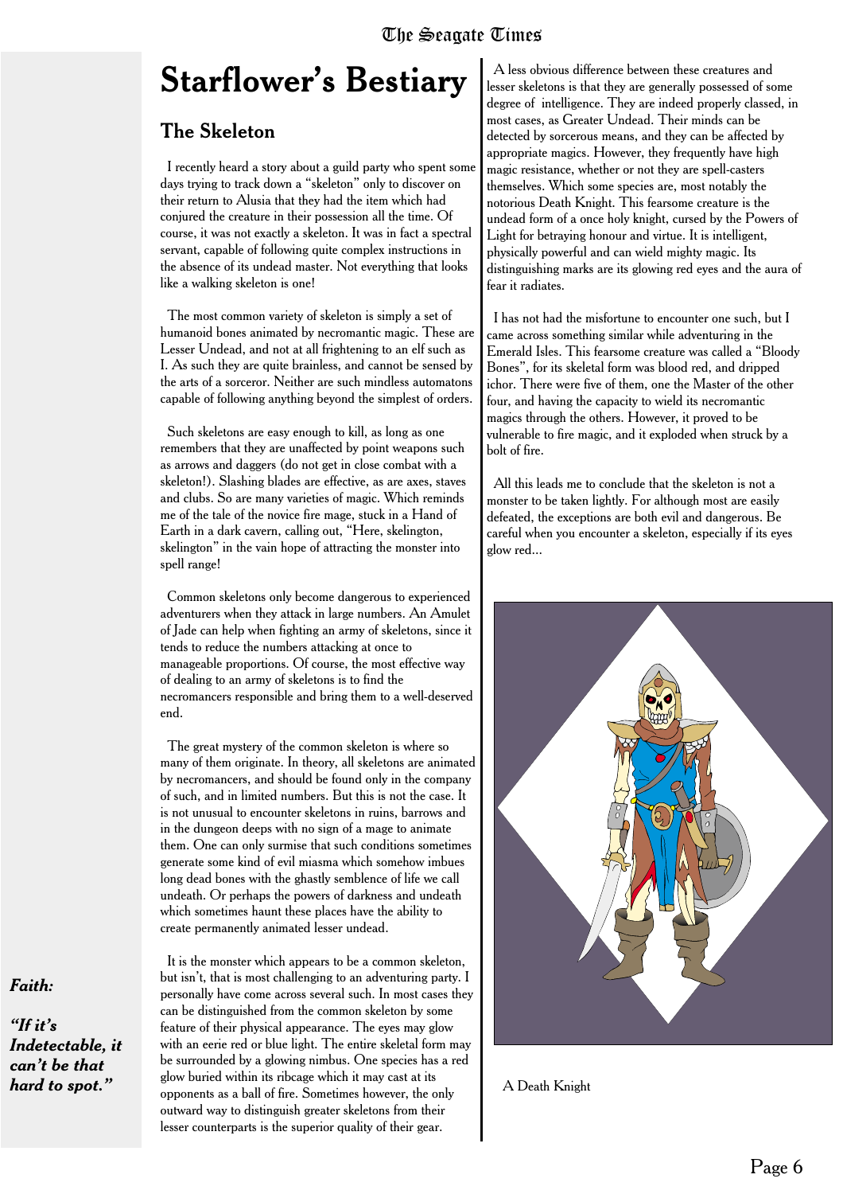# Starflower's Bestiary

## The Skeleton

I recently heard a story about a guild party who spent some days trying to track down a "skeleton" only to discover on their return to Alusia that they had the item which had conjured the creature in their possession all the time. Of course, it was not exactly a skeleton. It was in fact a spectral servant, capable of following quite complex instructions in the absence of its undead master. Not everything that looks like a walking skeleton is one!

The most common variety of skeleton is simply a set of humanoid bones animated by necromantic magic. These are Lesser Undead, and not at all frightening to an elf such as I. As such they are quite brainless, and cannot be sensed by the arts of a sorceror. Neither are such mindless automatons capable of following anything beyond the simplest of orders.

Such skeletons are easy enough to kill, as long as one remembers that they are unaffected by point weapons such as arrows and daggers (do not get in close combat with a skeleton!). Slashing blades are effective, as are axes, staves and clubs. So are many varieties of magic. Which reminds me of the tale of the novice fire mage, stuck in a Hand of Earth in a dark cavern, calling out, "Here, skelington, skelington" in the vain hope of attracting the monster into spell range!

Common skeletons only become dangerous to experienced adventurers when they attack in large numbers. An Amulet of Jade can help when fighting an army of skeletons, since it tends to reduce the numbers attacking at once to manageable proportions. Of course, the most effective way of dealing to an army of skeletons is to find the necromancers responsible and bring them to a well-deserved end.

The great mystery of the common skeleton is where so many of them originate. In theory, all skeletons are animated by necromancers, and should be found only in the company of such, and in limited numbers. But this is not the case. It is not unusual to encounter skeletons in ruins, barrows and in the dungeon deeps with no sign of a mage to animate them. One can only surmise that such conditions sometimes generate some kind of evil miasma which somehow imbues long dead bones with the ghastly semblence of life we call undeath. Or perhaps the powers of darkness and undeath which sometimes haunt these places have the ability to create permanently animated lesser undead.

It is the monster which appears to be a common skeleton, but isn't, that is most challenging to an adventuring party. I personally have come across several such. In most cases they can be distinguished from the common skeleton by some feature of their physical appearance. The eyes may glow with an eerie red or blue light. The entire skeletal form may be surrounded by a glowing nimbus. One species has a red glow buried within its ribcage which it may cast at its opponents as a ball of fire. Sometimes however, the only outward way to distinguish greater skeletons from their lesser counterparts is the superior quality of their gear.

A less obvious difference between these creatures and lesser skeletons is that they are generally possessed of some degree of intelligence. They are indeed properly classed, in most cases, as Greater Undead. Their minds can be detected by sorcerous means, and they can be affected by appropriate magics. However, they frequently have high magic resistance, whether or not they are spell-casters themselves. Which some species are, most notably the notorious Death Knight. This fearsome creature is the undead form of a once holy knight, cursed by the Powers of Light for betraying honour and virtue. It is intelligent, physically powerful and can wield mighty magic. Its distinguishing marks are its glowing red eyes and the aura of fear it radiates.

I has not had the misfortune to encounter one such, but I came across something similar while adventuring in the Emerald Isles. This fearsome creature was called a "Bloody Bones", for its skeletal form was blood red, and dripped ichor. There were five of them, one the Master of the other four, and having the capacity to wield its necromantic magics through the others. However, it proved to be vulnerable to fire magic, and it exploded when struck by a bolt of fire.

All this leads me to conclude that the skeleton is not a monster to be taken lightly. For although most are easily defeated, the exceptions are both evil and dangerous. Be careful when you encounter a skeleton, especially if its eyes glow red...

A Death Knight

***Faith:***

***"If it's Indetectable, it can't be that hard to spot."***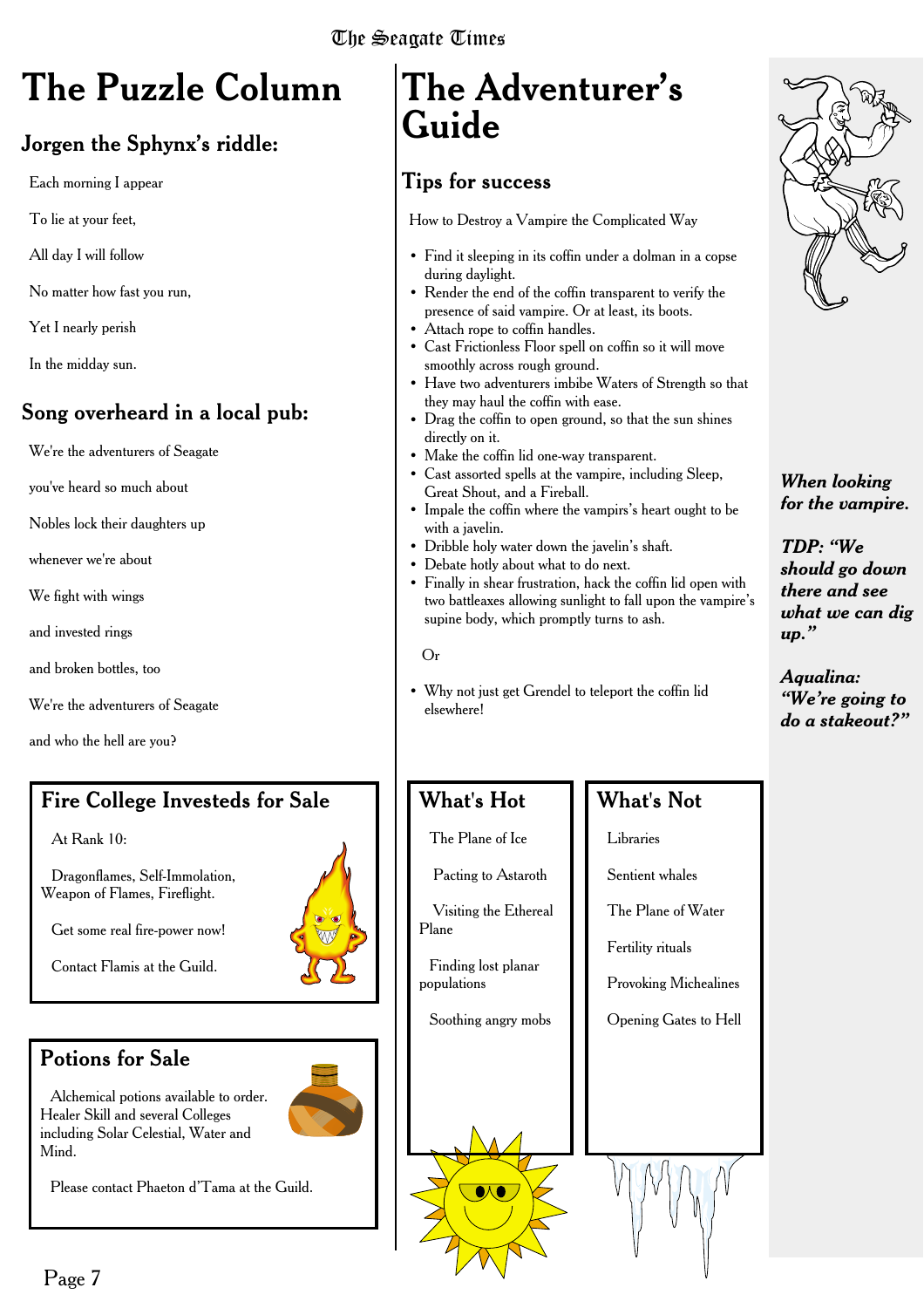# The Puzzle Column

## Jorgen the Sphynx's riddle:

Each morning I appear

To lie at your feet,

All day I will follow

No matter how fast you run,

Yet I nearly perish

In the midday sun.

## Song overheard in a local pub:

We're the adventurers of Seagate

you've heard so much about

Nobles lock their daughters up

whenever we're about

We fight with wings

and invested rings

and broken bottles, too

We're the adventurers of Seagate

and who the hell are you?

## Fire College Investeds for Sale

At Rank 10:

Dragonflames, Self-Immolation, Weapon of Flames, Fireflight.

Get some real fire-power now!

Contact Flamis at the Guild.

## Potions for Sale

Alchemical potions available to order. Healer Skill and several Colleges including Solar Celestial, Water and Mind.

Please contact Phaeton d'Tama at the Guild.

# The Adventurer's Guide

## Tips for success

How to Destroy a Vampire the Complicated Way

- Find it sleeping in its coffin under a dolman in a copse during daylight.
- Render the end of the coffin transparent to verify the presence of said vampire. Or at least, its boots.
- Attach rope to coffin handles.
- Cast Frictionless Floor spell on coffin so it will move smoothly across rough ground.
- Have two adventurers imbibe Waters of Strength so that they may haul the coffin with ease.
- Drag the coffin to open ground, so that the sun shines directly on it.
- Make the coffin lid one-way transparent.
- Cast assorted spells at the vampire, including Sleep, Great Shout, and a Fireball.
- Impale the coffin where the vampirs's heart ought to be with a javelin.
- Dribble holy water down the javelin's shaft.
- Debate hotly about what to do next.
- Finally in shear frustration, hack the coffin lid open with two battleaxes allowing sunlight to fall upon the vampire's supine body, which promptly turns to ash.

Or

- Why not just get Grendel to teleport the coffin lid elsewhere!

## What's Hot

The Plane of Ice

Pacting to Astaroth

Visiting the Ethereal Plane

Finding lost planar populations

Soothing angry mobs

## What's Not

Libraries

Sentient whales

The Plane of Water

Fertility rituals

Provoking Michealines

Opening Gates to Hell

***When looking for the vampire.***

***TDP: "We should go down there and see what we can dig up."***

***Aqualina: "We're going to do a stakeout?"***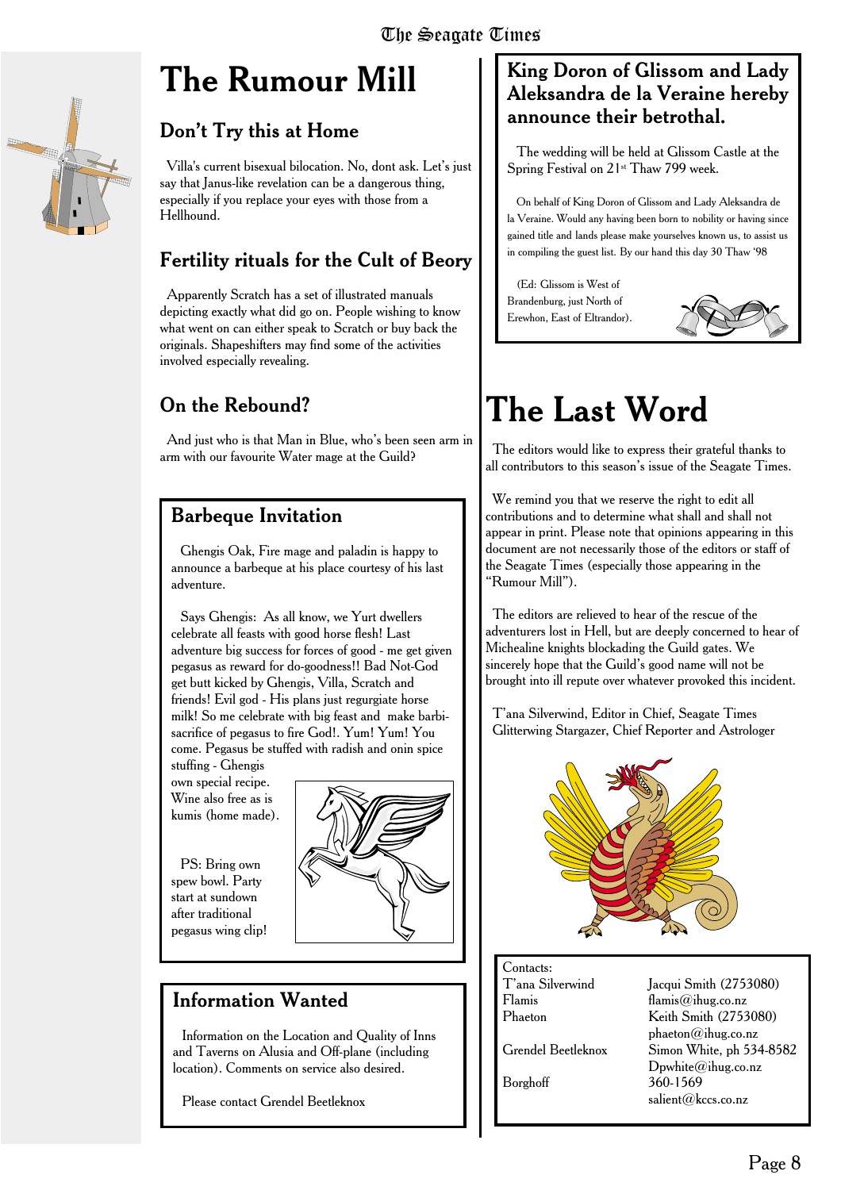# The Rumour Mill

## Don't Try this at Home

Villa's current bisexual bilocation. No, dont ask. Let's just say that Janus-like revelation can be a dangerous thing, especially if you replace your eyes with those from a Hellhound.

## Fertility rituals for the Cult of Beory

Apparently Scratch has a set of illustrated manuals depicting exactly what did go on. People wishing to know what went on can either speak to Scratch or buy back the originals. Shapeshifters may find some of the activities involved especially revealing.

## On the Rebound?

And just who is that Man in Blue, who's been seen arm in arm with our favourite Water mage at the Guild?

## Barbeque Invitation

Ghengis Oak, Fire mage and paladin is happy to announce a barbeque at his place courtesy of his last adventure.

Says Ghengis: As all know, we Yurt dwellers celebrate all feasts with good horse flesh! Last adventure big success for forces of good - me get given pegasus as reward for do-goodness!! Bad Not-God get butt kicked by Ghengis, Villa, Scratch and friends! Evil god - His plans just regurgiate horse milk! So me celebrate with big feast and make barbi-sacrifice of pegasus to fire God!. Yum! Yum! You come. Pegasus be stuffed with radish and onin spice stuffing - Ghengis own special recipe. Wine also free as is kumis (home made).

PS: Bring own spew bowl. Party start at sundown after traditional pegasus wing clip!

## Information Wanted

Information on the Location and Quality of Inns and Taverns on Alusia and Off-plane (including location). Comments on service also desired.

Please contact Grendel Beetleknox

## King Doron of Glissom and Lady Aleksandra de la Veraine hereby announce their betrothal.

The wedding will be held at Glissom Castle at the Spring Festival on 21st Thaw 799 week.

On behalf of King Doron of Glissom and Lady Aleksandra de la Veraine. Would any having been born to nobility or having since gained title and lands please make yourselves known us, to assist us in compiling the guest list. By our hand this day 30 Thaw '98

(Ed: Glissom is West of Brandenburg, just North of Erewhon, East of Eltrandor).

# The Last Word

The editors would like to express their grateful thanks to all contributors to this season's issue of the Seagate Times.

We remind you that we reserve the right to edit all contributions and to determine what shall and shall not appear in print. Please note that opinions appearing in this document are not necessarily those of the editors or staff of the Seagate Times (especially those appearing in the "Rumour Mill").

The editors are relieved to hear of the rescue of the adventurers lost in Hell, but are deeply concerned to hear of Michealine knights blockading the Guild gates. We sincerely hope that the Guild's good name will not be brought into ill repute over whatever provoked this incident.

T'ana Silverwind, Editor in Chief, Seagate Times
Glitterwing Stargazer, Chief Reporter and Astrologer

Contacts:

| | |
|---|---|
| T'ana Silverwind | Jacqui Smith (2753080) |
| Flamis | flamis@ihug.co.nz |
| Phaeton | Keith Smith (2753080) phaeton@ihug.co.nz |
| Grendel Beetleknox | Simon White, ph 534-8582 Dpwhite@ihug.co.nz |
| Borghoff | 360-1569 salient@kccs.co.nz |